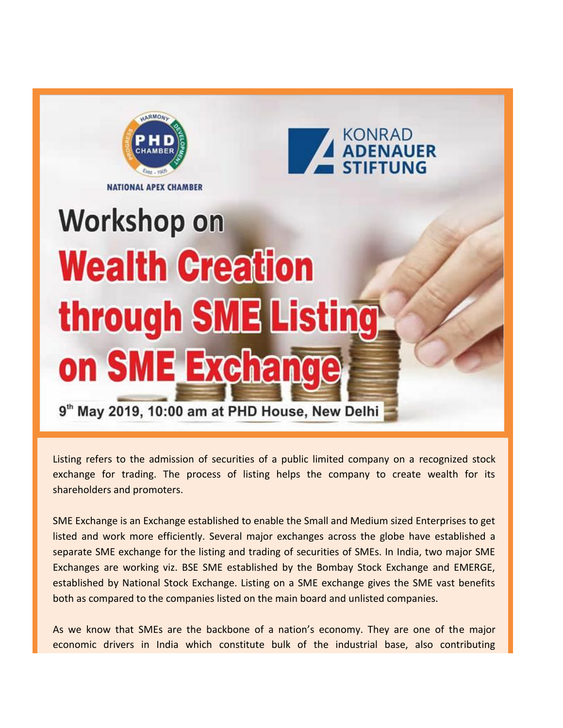PHD CHAMBER

NATIONAL APEX CHAMBER

KONRAD ADENAUER STIFTUNG

# Workshop on Wealth Creation through SME Listing on SME Exchange

**9th May 2019, 10:00 am at PHD House, New Delhi**

Listing refers to the admission of securities of a public limited company on a recognized stock exchange for trading. The process of listing helps the company to create wealth for its shareholders and promoters.

SME Exchange is an Exchange established to enable the Small and Medium sized Enterprises to get listed and work more efficiently. Several major exchanges across the globe have established a separate SME exchange for the listing and trading of securities of SMEs. In India, two major SME Exchanges are working viz. BSE SME established by the Bombay Stock Exchange and EMERGE, established by National Stock Exchange. Listing on a SME exchange gives the SME vast benefits both as compared to the companies listed on the main board and unlisted companies.

As we know that SMEs are the backbone of a nation's economy. They are one of the major economic drivers in India which constitute bulk of the industrial base, also contributing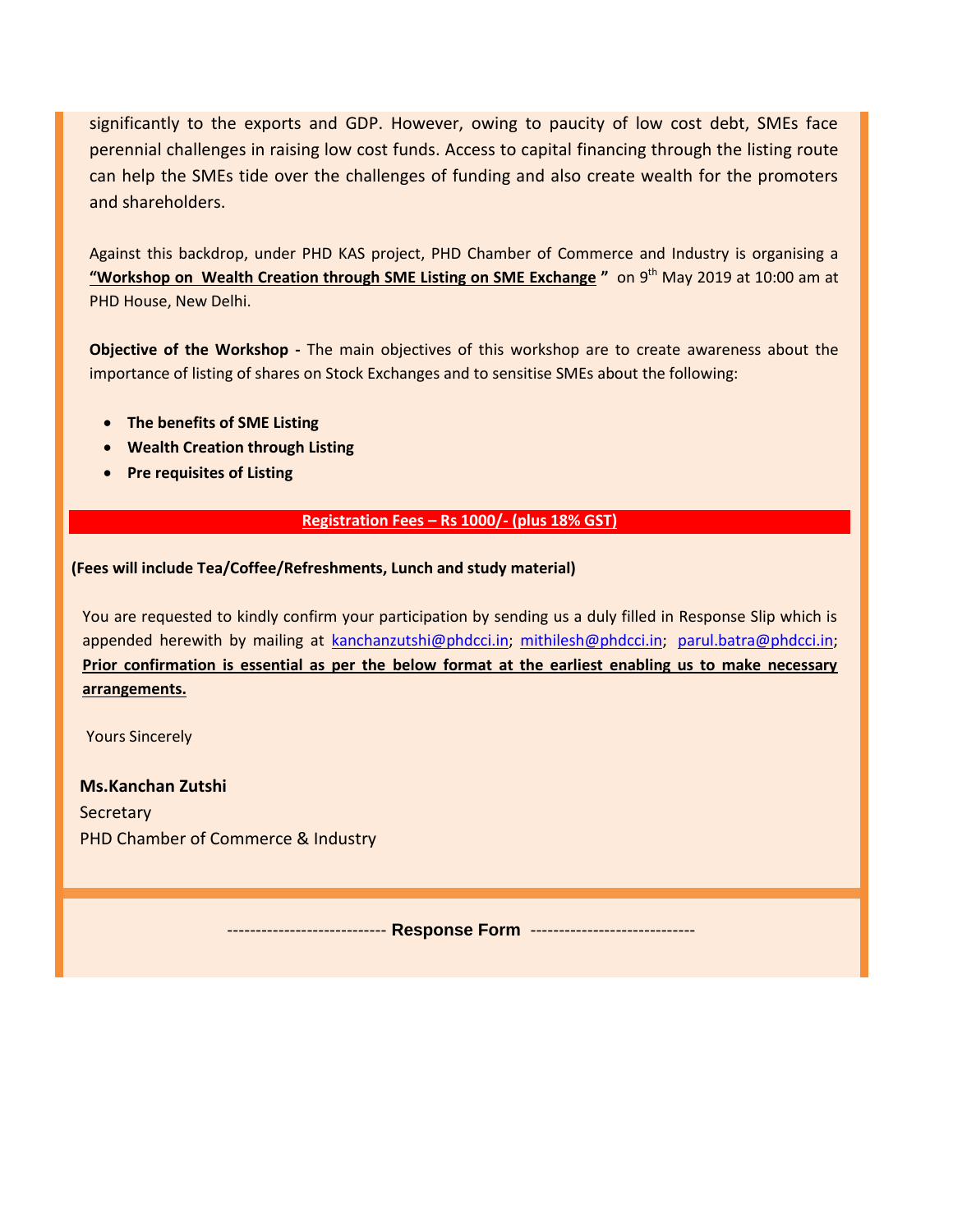significantly to the exports and GDP. However, owing to paucity of low cost debt, SMEs face perennial challenges in raising low cost funds. Access to capital financing through the listing route can help the SMEs tide over the challenges of funding and also create wealth for the promoters and shareholders.

Against this backdrop, under PHD KAS project, PHD Chamber of Commerce and Industry is organising a **"Workshop on Wealth Creation through SME Listing on SME Exchange "** on 9th May 2019 at 10:00 am at PHD House, New Delhi.

**Objective of the Workshop -** The main objectives of this workshop are to create awareness about the importance of listing of shares on Stock Exchanges and to sensitise SMEs about the following:

- **The benefits of SME Listing**
- **Wealth Creation through Listing**
- **Pre requisites of Listing**

**Registration Fees – Rs 1000/- (plus 18% GST)**

**(Fees will include Tea/Coffee/Refreshments, Lunch and study material)**

You are requested to kindly confirm your participation by sending us a duly filled in Response Slip which is appended herewith by mailing at kanchanzutshi@phdcci.in; mithilesh@phdcci.in; parul.batra@phdcci.in; **Prior confirmation is essential as per the below format at the earliest enabling us to make necessary arrangements.**

Yours Sincerely

**Ms.Kanchan Zutshi**
Secretary
PHD Chamber of Commerce & Industry

---------------------------- **Response Form** -----------------------------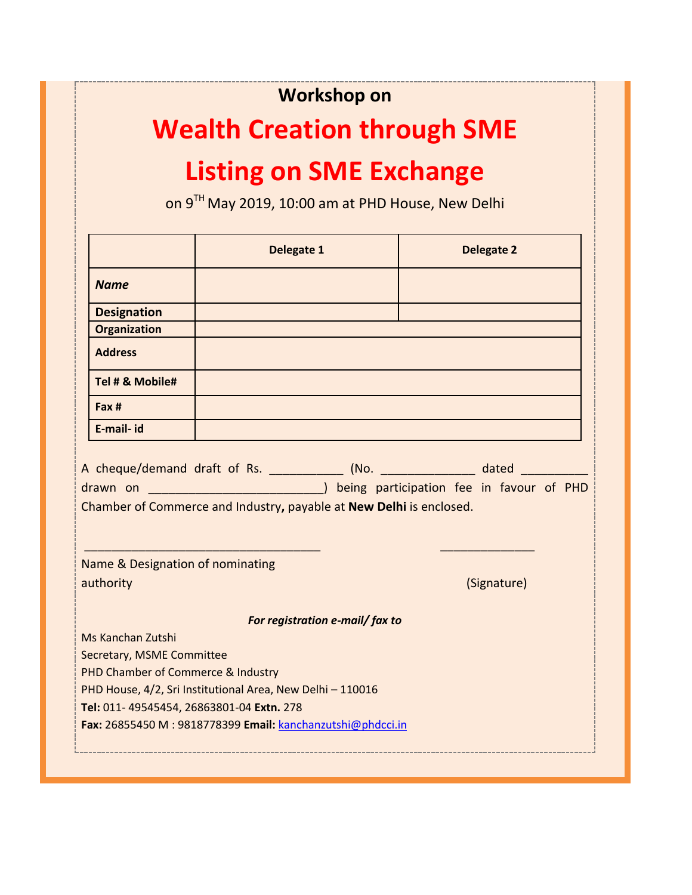**Workshop on**

# Wealth Creation through SME Listing on SME Exchange

on 9TH May 2019, 10:00 am at PHD House, New Delhi

| | Delegate 1 | Delegate 2 |
|---|---|---|
| ***Name*** | | |
| **Designation** | | |
| **Organization** | | |
| **Address** | | |
| **Tel # & Mobile#** | | |
| **Fax #** | | |
| **E-mail- id** | | |

A cheque/demand draft of Rs. ___________ (No. ______________ dated __________ drawn on __________________________) being participation fee in favour of PHD Chamber of Commerce and Industry**,** payable at **New Delhi** is enclosed.

____________________________________ ______________

Name & Designation of nominating authority (Signature)

***For registration e-mail/ fax to***

Ms Kanchan Zutshi
Secretary, MSME Committee
PHD Chamber of Commerce & Industry
PHD House, 4/2, Sri Institutional Area, New Delhi – 110016
**Tel:** 011- 49545454, 26863801-04 **Extn.** 278
**Fax:** 26855450 M : 9818778399 **Email:** kanchanzutshi@phdcci.in